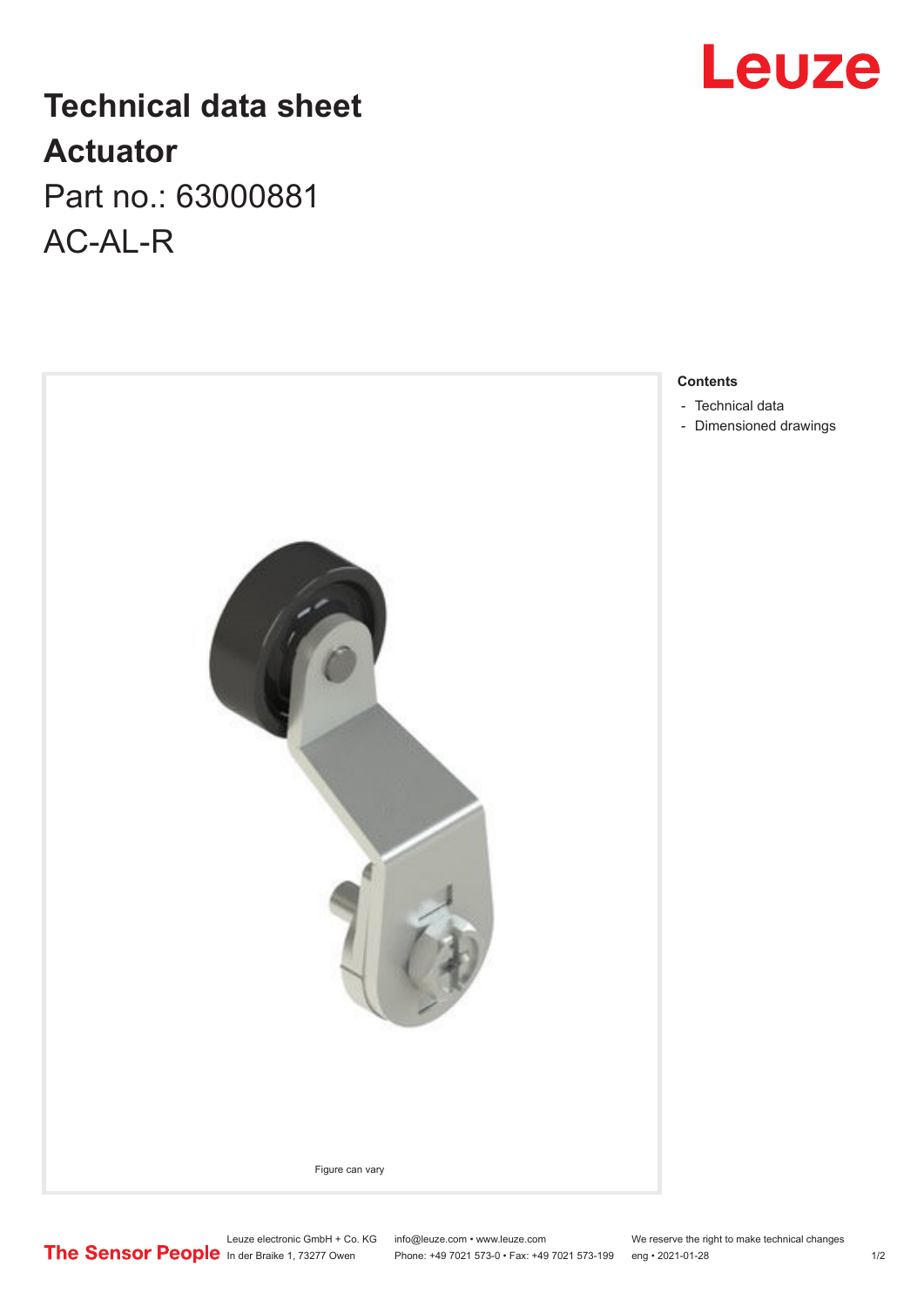# Technical data sheet

# Actuator

Part no.: 63000881

AC-AL-R

Figure can vary

**Contents**

- Technical data
- Dimensioned drawings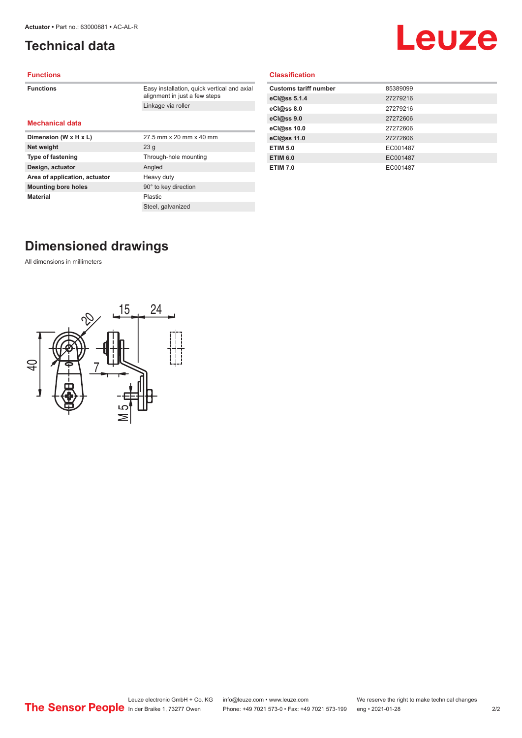# Technical data

## Functions

| | |
|---|---|
| **Functions** | Easy installation, quick vertical and axial alignment in just a few steps |
| | Linkage via roller |

## Mechanical data

| | |
|---|---|
| **Dimension (W x H x L)** | 27.5 mm x 20 mm x 40 mm |
| **Net weight** | 23 g |
| **Type of fastening** | Through-hole mounting |
| **Design, actuator** | Angled |
| **Area of application, actuator** | Heavy duty |
| **Mounting bore holes** | 90° to key direction |
| **Material** | Plastic |
| | Steel, galvanized |

## Classification

| | |
|---|---|
| **Customs tariff number** | 85389099 |
| **eCl@ss 5.1.4** | 27279216 |
| **eCl@ss 8.0** | 27279216 |
| **eCl@ss 9.0** | 27272606 |
| **eCl@ss 10.0** | 27272606 |
| **eCl@ss 11.0** | 27272606 |
| **ETIM 5.0** | EC001487 |
| **ETIM 6.0** | EC001487 |
| **ETIM 7.0** | EC001487 |

# Dimensioned drawings

All dimensions in millimeters

20
15
24
40
7
M5